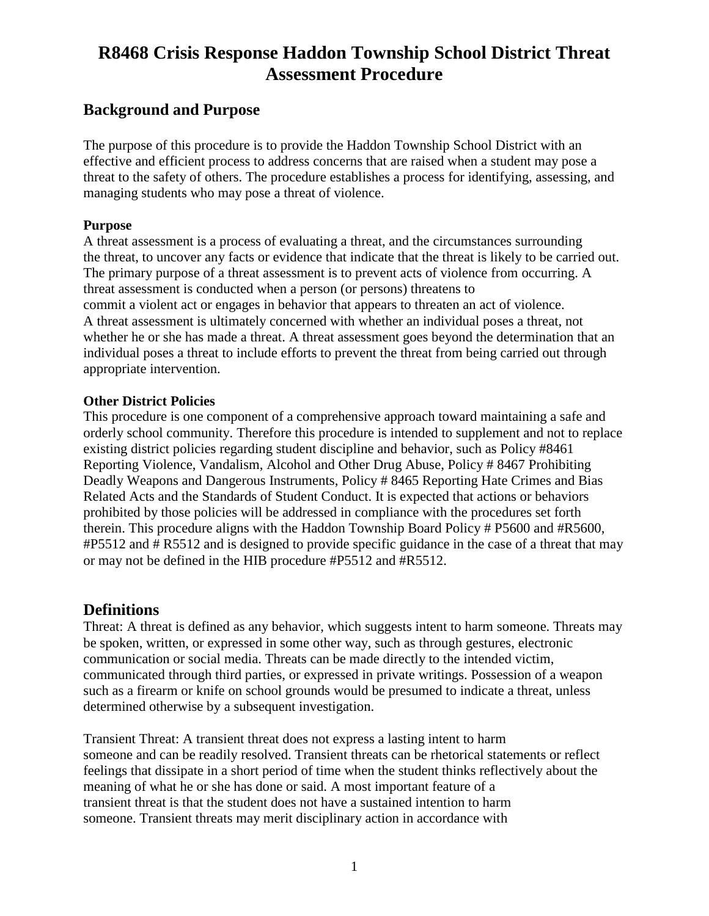# R8468 Crisis Response Haddon Township School District Threat Assessment Procedure

## Background and Purpose

The purpose of this procedure is to provide the Haddon Township School District with an effective and efficient process to address concerns that are raised when a student may pose a threat to the safety of others. The procedure establishes a process for identifying, assessing, and managing students who may pose a threat of violence.

**Purpose**

A threat assessment is a process of evaluating a threat, and the circumstances surrounding the threat, to uncover any facts or evidence that indicate that the threat is likely to be carried out. The primary purpose of a threat assessment is to prevent acts of violence from occurring. A threat assessment is conducted when a person (or persons) threatens to commit a violent act or engages in behavior that appears to threaten an act of violence. A threat assessment is ultimately concerned with whether an individual poses a threat, not whether he or she has made a threat. A threat assessment goes beyond the determination that an individual poses a threat to include efforts to prevent the threat from being carried out through appropriate intervention.

**Other District Policies**

This procedure is one component of a comprehensive approach toward maintaining a safe and orderly school community. Therefore this procedure is intended to supplement and not to replace existing district policies regarding student discipline and behavior, such as Policy #8461 Reporting Violence, Vandalism, Alcohol and Other Drug Abuse, Policy # 8467 Prohibiting Deadly Weapons and Dangerous Instruments, Policy # 8465 Reporting Hate Crimes and Bias Related Acts and the Standards of Student Conduct. It is expected that actions or behaviors prohibited by those policies will be addressed in compliance with the procedures set forth therein. This procedure aligns with the Haddon Township Board Policy # P5600 and #R5600, #P5512 and # R5512 and is designed to provide specific guidance in the case of a threat that may or may not be defined in the HIB procedure #P5512 and #R5512.

## Definitions

Threat: A threat is defined as any behavior, which suggests intent to harm someone. Threats may be spoken, written, or expressed in some other way, such as through gestures, electronic communication or social media. Threats can be made directly to the intended victim, communicated through third parties, or expressed in private writings. Possession of a weapon such as a firearm or knife on school grounds would be presumed to indicate a threat, unless determined otherwise by a subsequent investigation.

Transient Threat: A transient threat does not express a lasting intent to harm someone and can be readily resolved. Transient threats can be rhetorical statements or reflect feelings that dissipate in a short period of time when the student thinks reflectively about the meaning of what he or she has done or said. A most important feature of a transient threat is that the student does not have a sustained intention to harm someone. Transient threats may merit disciplinary action in accordance with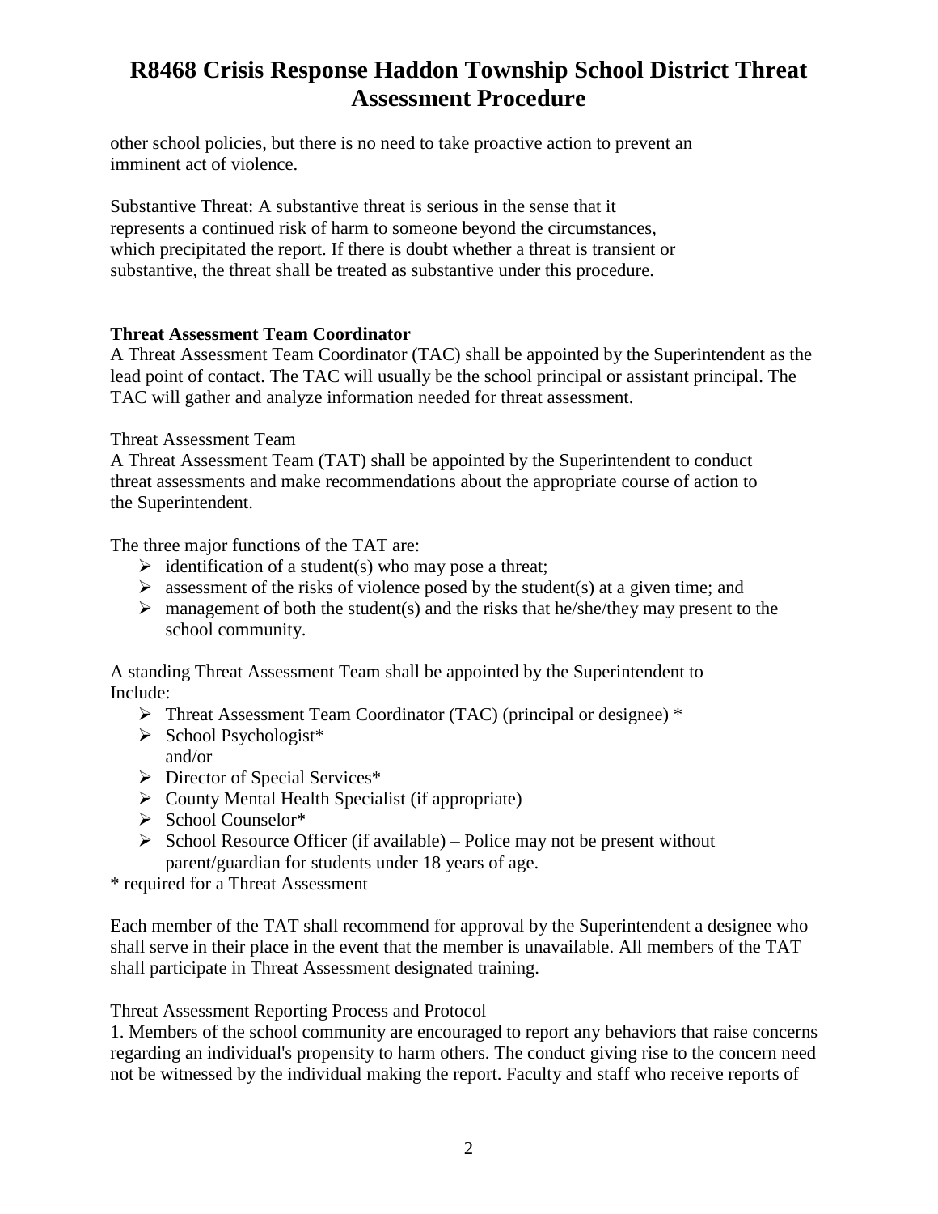other school policies, but there is no need to take proactive action to prevent an imminent act of violence.

Substantive Threat: A substantive threat is serious in the sense that it represents a continued risk of harm to someone beyond the circumstances, which precipitated the report. If there is doubt whether a threat is transient or substantive, the threat shall be treated as substantive under this procedure.

**Threat Assessment Team Coordinator**

A Threat Assessment Team Coordinator (TAC) shall be appointed by the Superintendent as the lead point of contact. The TAC will usually be the school principal or assistant principal. The TAC will gather and analyze information needed for threat assessment.

Threat Assessment Team

A Threat Assessment Team (TAT) shall be appointed by the Superintendent to conduct threat assessments and make recommendations about the appropriate course of action to the Superintendent.

The three major functions of the TAT are:

- identification of a student(s) who may pose a threat;
- assessment of the risks of violence posed by the student(s) at a given time; and
- management of both the student(s) and the risks that he/she/they may present to the school community.

A standing Threat Assessment Team shall be appointed by the Superintendent to Include:

- Threat Assessment Team Coordinator (TAC) (principal or designee) *
- School Psychologist*
  and/or
- Director of Special Services*
- County Mental Health Specialist (if appropriate)
- School Counselor*
- School Resource Officer (if available) – Police may not be present without parent/guardian for students under 18 years of age.

* required for a Threat Assessment

Each member of the TAT shall recommend for approval by the Superintendent a designee who shall serve in their place in the event that the member is unavailable. All members of the TAT shall participate in Threat Assessment designated training.

Threat Assessment Reporting Process and Protocol

1. Members of the school community are encouraged to report any behaviors that raise concerns regarding an individual's propensity to harm others. The conduct giving rise to the concern need not be witnessed by the individual making the report. Faculty and staff who receive reports of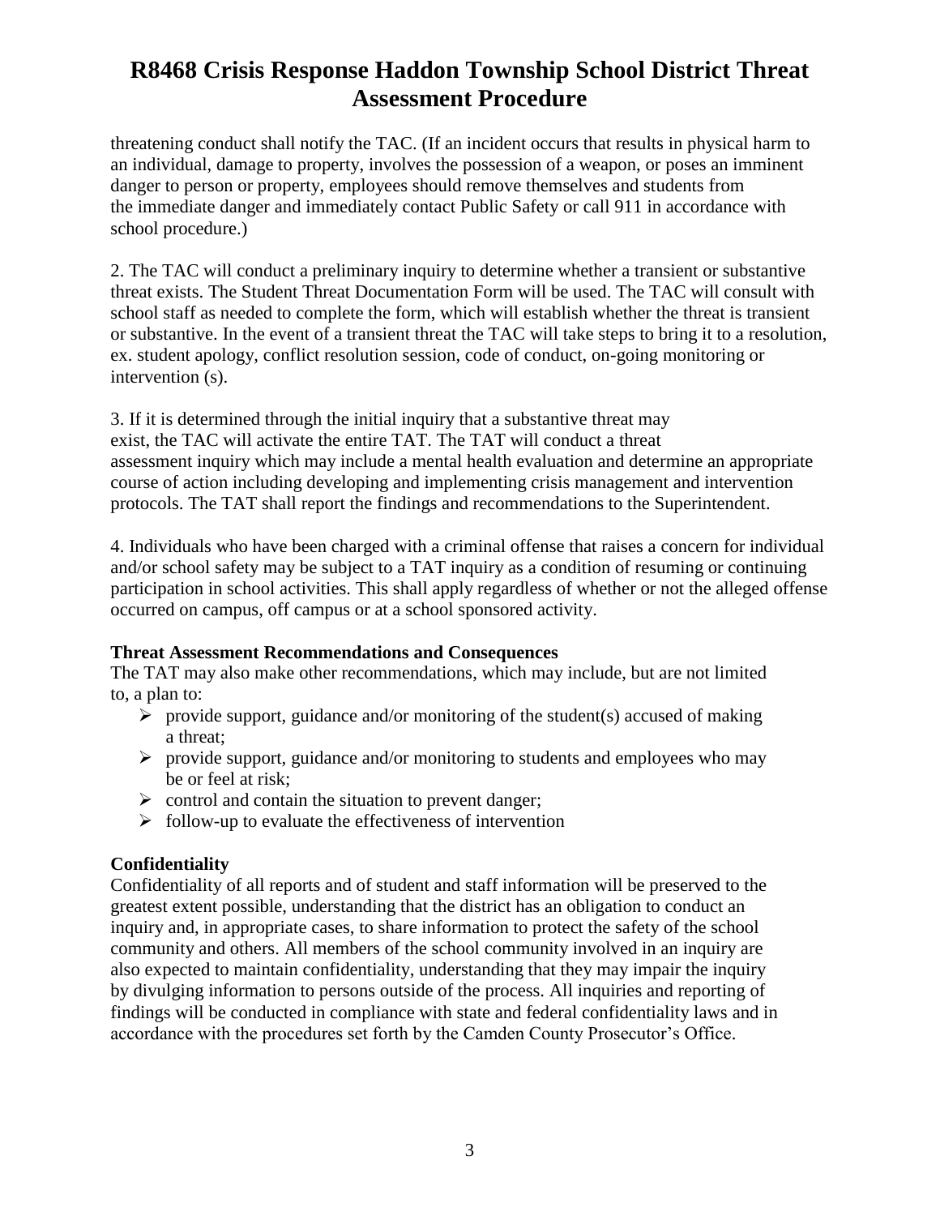threatening conduct shall notify the TAC. (If an incident occurs that results in physical harm to an individual, damage to property, involves the possession of a weapon, or poses an imminent danger to person or property, employees should remove themselves and students from the immediate danger and immediately contact Public Safety or call 911 in accordance with school procedure.)

2. The TAC will conduct a preliminary inquiry to determine whether a transient or substantive threat exists. The Student Threat Documentation Form will be used. The TAC will consult with school staff as needed to complete the form, which will establish whether the threat is transient or substantive. In the event of a transient threat the TAC will take steps to bring it to a resolution, ex. student apology, conflict resolution session, code of conduct, on-going monitoring or intervention (s).

3. If it is determined through the initial inquiry that a substantive threat may exist, the TAC will activate the entire TAT. The TAT will conduct a threat assessment inquiry which may include a mental health evaluation and determine an appropriate course of action including developing and implementing crisis management and intervention protocols. The TAT shall report the findings and recommendations to the Superintendent.

4. Individuals who have been charged with a criminal offense that raises a concern for individual and/or school safety may be subject to a TAT inquiry as a condition of resuming or continuing participation in school activities. This shall apply regardless of whether or not the alleged offense occurred on campus, off campus or at a school sponsored activity.

**Threat Assessment Recommendations and Consequences**

The TAT may also make other recommendations, which may include, but are not limited to, a plan to:

- provide support, guidance and/or monitoring of the student(s) accused of making a threat;
- provide support, guidance and/or monitoring to students and employees who may be or feel at risk;
- control and contain the situation to prevent danger;
- follow-up to evaluate the effectiveness of intervention

**Confidentiality**

Confidentiality of all reports and of student and staff information will be preserved to the greatest extent possible, understanding that the district has an obligation to conduct an inquiry and, in appropriate cases, to share information to protect the safety of the school community and others. All members of the school community involved in an inquiry are also expected to maintain confidentiality, understanding that they may impair the inquiry by divulging information to persons outside of the process. All inquiries and reporting of findings will be conducted in compliance with state and federal confidentiality laws and in accordance with the procedures set forth by the Camden County Prosecutor's Office.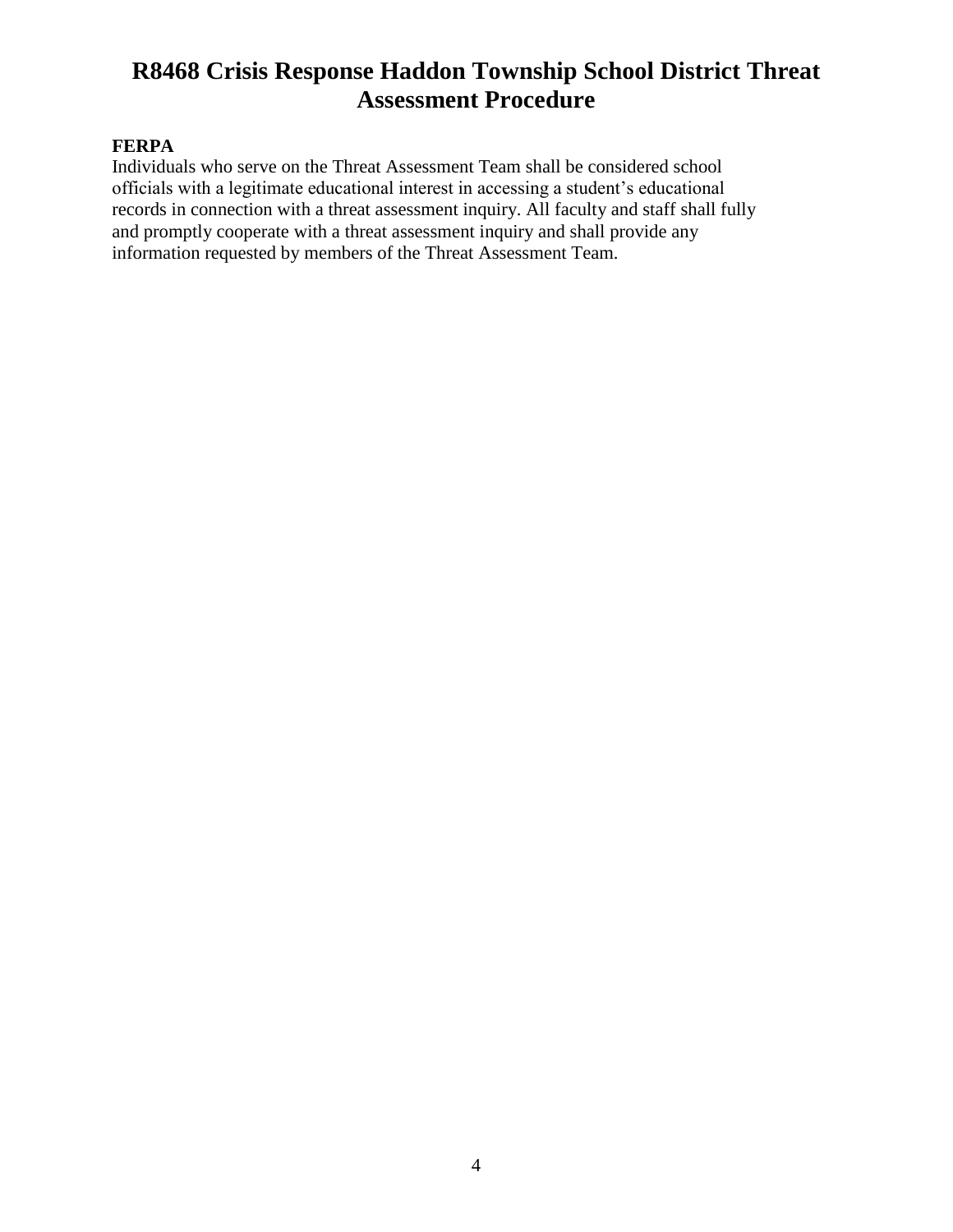# R8468 Crisis Response Haddon Township School District Threat Assessment Procedure

**FERPA**

Individuals who serve on the Threat Assessment Team shall be considered school officials with a legitimate educational interest in accessing a student's educational records in connection with a threat assessment inquiry. All faculty and staff shall fully and promptly cooperate with a threat assessment inquiry and shall provide any information requested by members of the Threat Assessment Team.